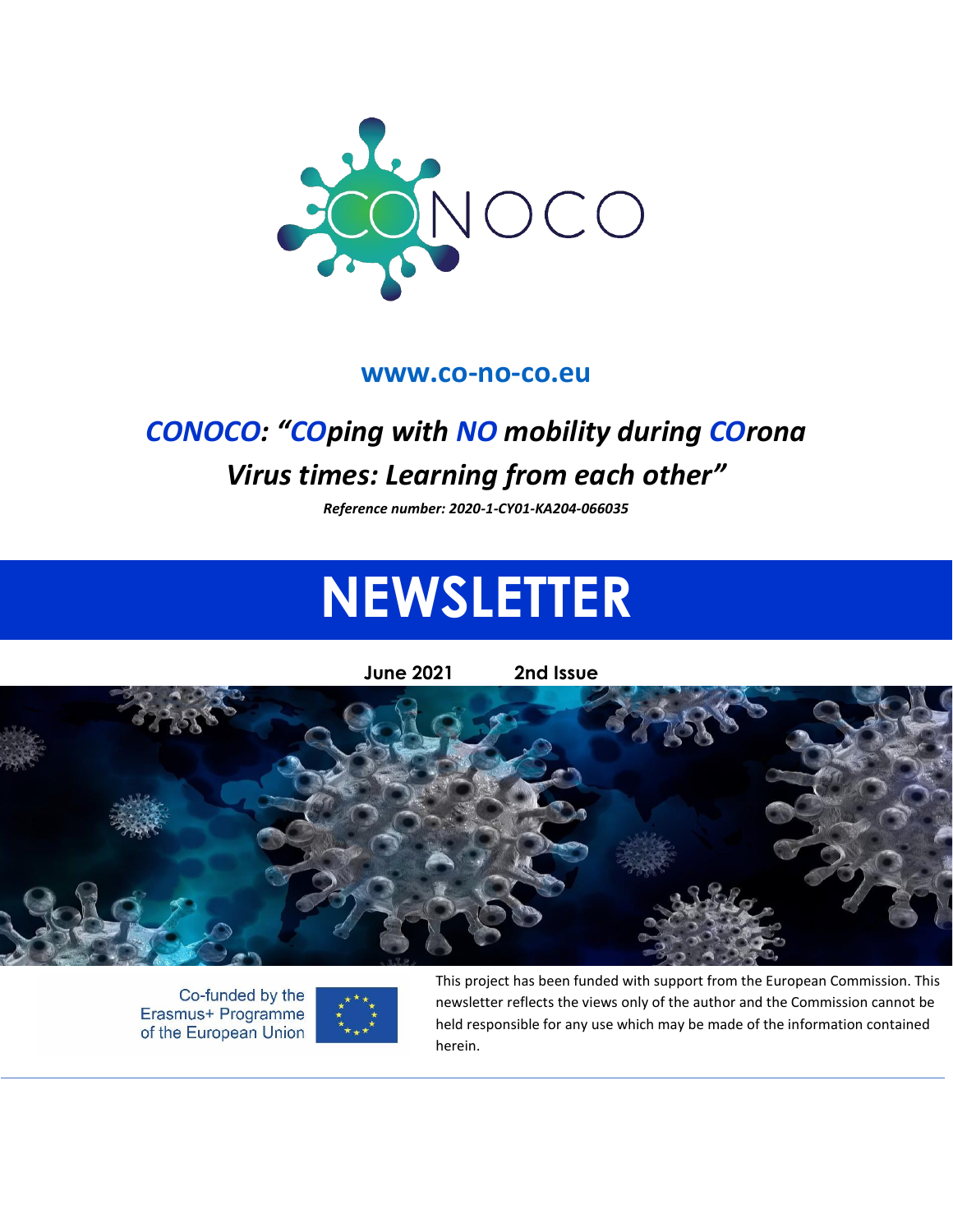CONOCO

**www.co-no-co.eu**

## *CONOCO: "COping with NO mobility during COrona Virus times: Learning from each other"*

***Reference number: 2020-1-CY01-KA204-066035***

# NEWSLETTER

**June 2021** **2nd Issue**

Co-funded by the Erasmus+ Programme of the European Union

This project has been funded with support from the European Commission. This newsletter reflects the views only of the author and the Commission cannot be held responsible for any use which may be made of the information contained herein.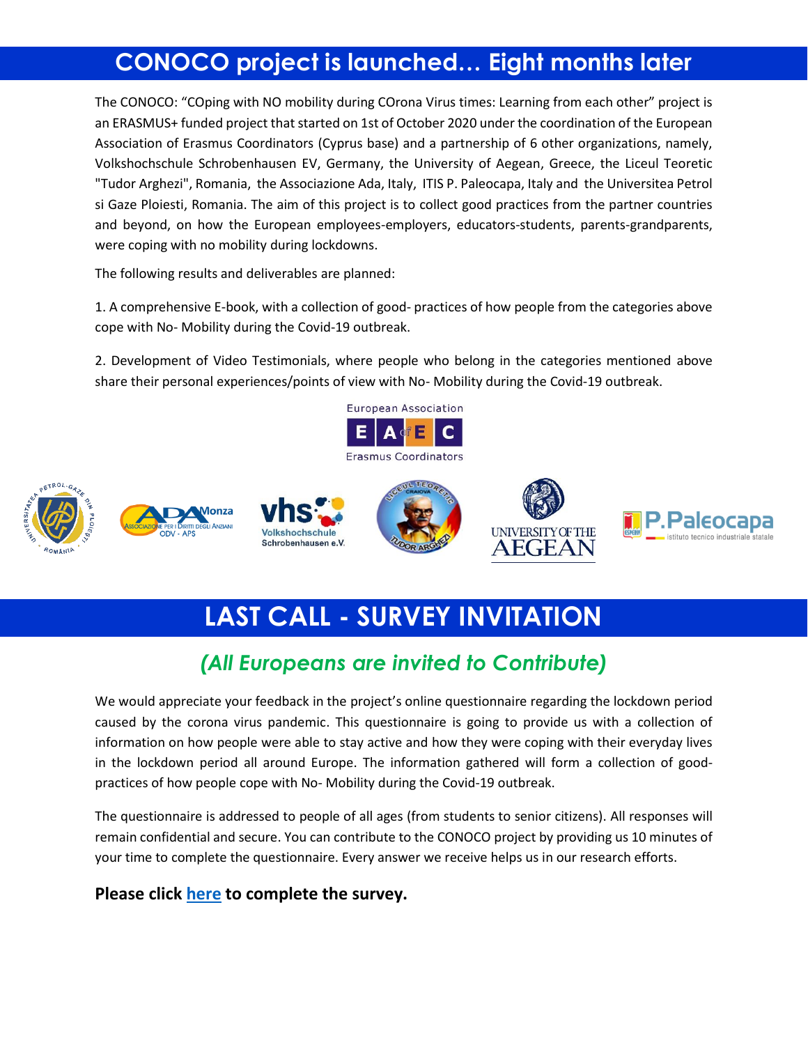# CONOCO project is launched… Eight months later

The CONOCO: "COping with NO mobility during COrona Virus times: Learning from each other" project is an ERASMUS+ funded project that started on 1st of October 2020 under the coordination of the European Association of Erasmus Coordinators (Cyprus base) and a partnership of 6 other organizations, namely, Volkshochschule Schrobenhausen EV, Germany, the University of Aegean, Greece, the Liceul Teoretic "Tudor Arghezi", Romania, the Associazione Ada, Italy, ITIS P. Paleocapa, Italy and the Universitea Petrol si Gaze Ploiesti, Romania. The aim of this project is to collect good practices from the partner countries and beyond, on how the European employees-employers, educators-students, parents-grandparents, were coping with no mobility during lockdowns.

The following results and deliverables are planned:

1. A comprehensive E-book, with a collection of good- practices of how people from the categories above cope with No- Mobility during the Covid-19 outbreak.

2. Development of Video Testimonials, where people who belong in the categories mentioned above share their personal experiences/points of view with No- Mobility during the Covid-19 outbreak.

# LAST CALL - SURVEY INVITATION

## *(All Europeans are invited to Contribute)*

We would appreciate your feedback in the project's online questionnaire regarding the lockdown period caused by the corona virus pandemic. This questionnaire is going to provide us with a collection of information on how people were able to stay active and how they were coping with their everyday lives in the lockdown period all around Europe. The information gathered will form a collection of good-practices of how people cope with No- Mobility during the Covid-19 outbreak.

The questionnaire is addressed to people of all ages (from students to senior citizens). All responses will remain confidential and secure. You can contribute to the CONOCO project by providing us 10 minutes of your time to complete the questionnaire. Every answer we receive helps us in our research efforts.

**Please click here to complete the survey.**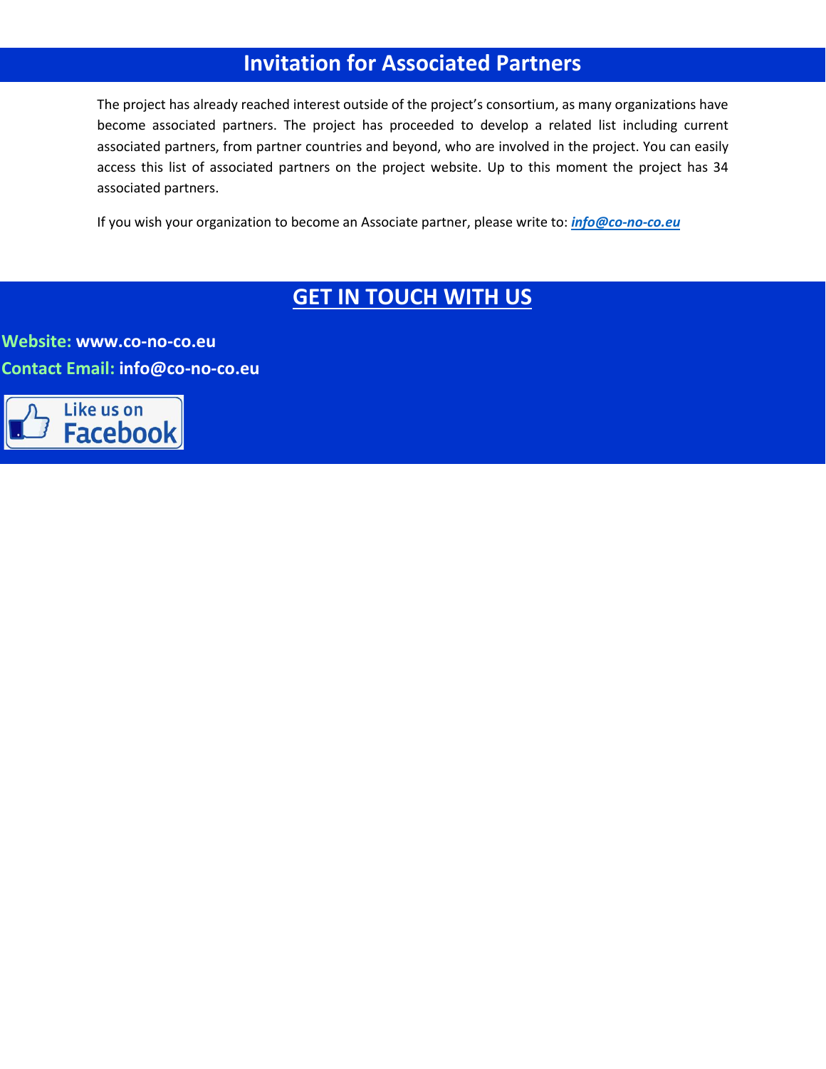## Invitation for Associated Partners

The project has already reached interest outside of the project's consortium, as many organizations have become associated partners. The project has proceeded to develop a related list including current associated partners, from partner countries and beyond, who are involved in the project. You can easily access this list of associated partners on the project website. Up to this moment the project has 34 associated partners.

If you wish your organization to become an Associate partner, please write to: ***info@co-no-co.eu***

## GET IN TOUCH WITH US

**Website: www.co-no-co.eu**

**Contact Email: info@co-no-co.eu**

Like us on Facebook